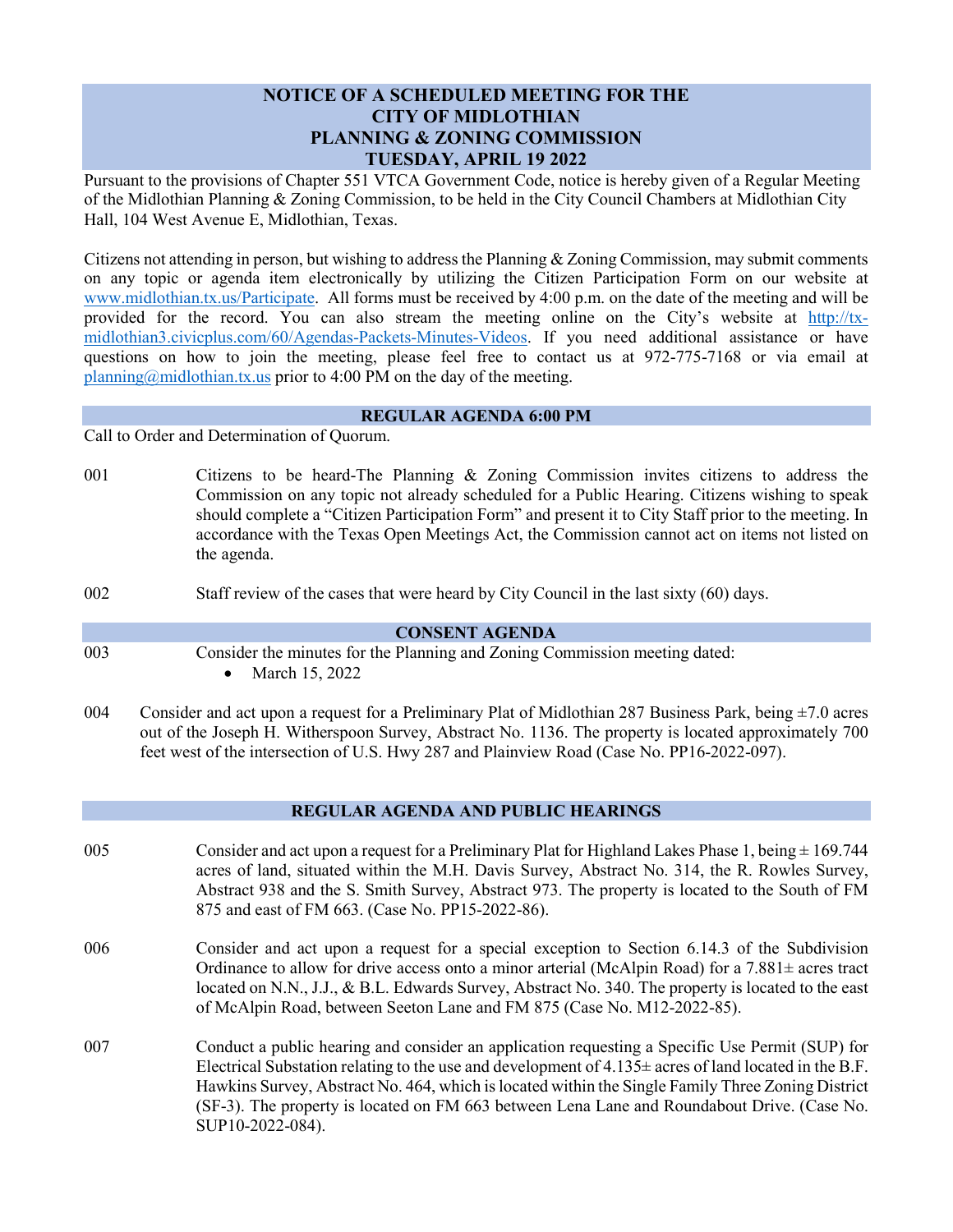# NOTICE OF A SCHEDULED MEETING FOR THE CITY OF MIDLOTHIAN PLANNING & ZONING COMMISSION TUESDAY, APRIL 19 2022

Pursuant to the provisions of Chapter 551 VTCA Government Code, notice is hereby given of a Regular Meeting of the Midlothian Planning & Zoning Commission, to be held in the City Council Chambers at Midlothian City Hall, 104 West Avenue E, Midlothian, Texas.

Citizens not attending in person, but wishing to address the Planning & Zoning Commission, may submit comments on any topic or agenda item electronically by utilizing the Citizen Participation Form on our website at www.midlothian.tx.us/Participate. All forms must be received by 4:00 p.m. on the date of the meeting and will be provided for the record. You can also stream the meeting online on the City's website at http://tx-midlothian3.civicplus.com/60/Agendas-Packets-Minutes-Videos. If you need additional assistance or have questions on how to join the meeting, please feel free to contact us at 972-775-7168 or via email at planning@midlothian.tx.us prior to 4:00 PM on the day of the meeting.

## REGULAR AGENDA 6:00 PM

Call to Order and Determination of Quorum.

001 Citizens to be heard-The Planning & Zoning Commission invites citizens to address the Commission on any topic not already scheduled for a Public Hearing. Citizens wishing to speak should complete a "Citizen Participation Form" and present it to City Staff prior to the meeting. In accordance with the Texas Open Meetings Act, the Commission cannot act on items not listed on the agenda.

002 Staff review of the cases that were heard by City Council in the last sixty (60) days.

## CONSENT AGENDA

003 Consider the minutes for the Planning and Zoning Commission meeting dated:

- March 15, 2022

004 Consider and act upon a request for a Preliminary Plat of Midlothian 287 Business Park, being ±7.0 acres out of the Joseph H. Witherspoon Survey, Abstract No. 1136. The property is located approximately 700 feet west of the intersection of U.S. Hwy 287 and Plainview Road (Case No. PP16-2022-097).

## REGULAR AGENDA AND PUBLIC HEARINGS

005 Consider and act upon a request for a Preliminary Plat for Highland Lakes Phase 1, being ± 169.744 acres of land, situated within the M.H. Davis Survey, Abstract No. 314, the R. Rowles Survey, Abstract 938 and the S. Smith Survey, Abstract 973. The property is located to the South of FM 875 and east of FM 663. (Case No. PP15-2022-86).

006 Consider and act upon a request for a special exception to Section 6.14.3 of the Subdivision Ordinance to allow for drive access onto a minor arterial (McAlpin Road) for a 7.881± acres tract located on N.N., J.J., & B.L. Edwards Survey, Abstract No. 340. The property is located to the east of McAlpin Road, between Seeton Lane and FM 875 (Case No. M12-2022-85).

007 Conduct a public hearing and consider an application requesting a Specific Use Permit (SUP) for Electrical Substation relating to the use and development of 4.135± acres of land located in the B.F. Hawkins Survey, Abstract No. 464, which is located within the Single Family Three Zoning District (SF-3). The property is located on FM 663 between Lena Lane and Roundabout Drive. (Case No. SUP10-2022-084).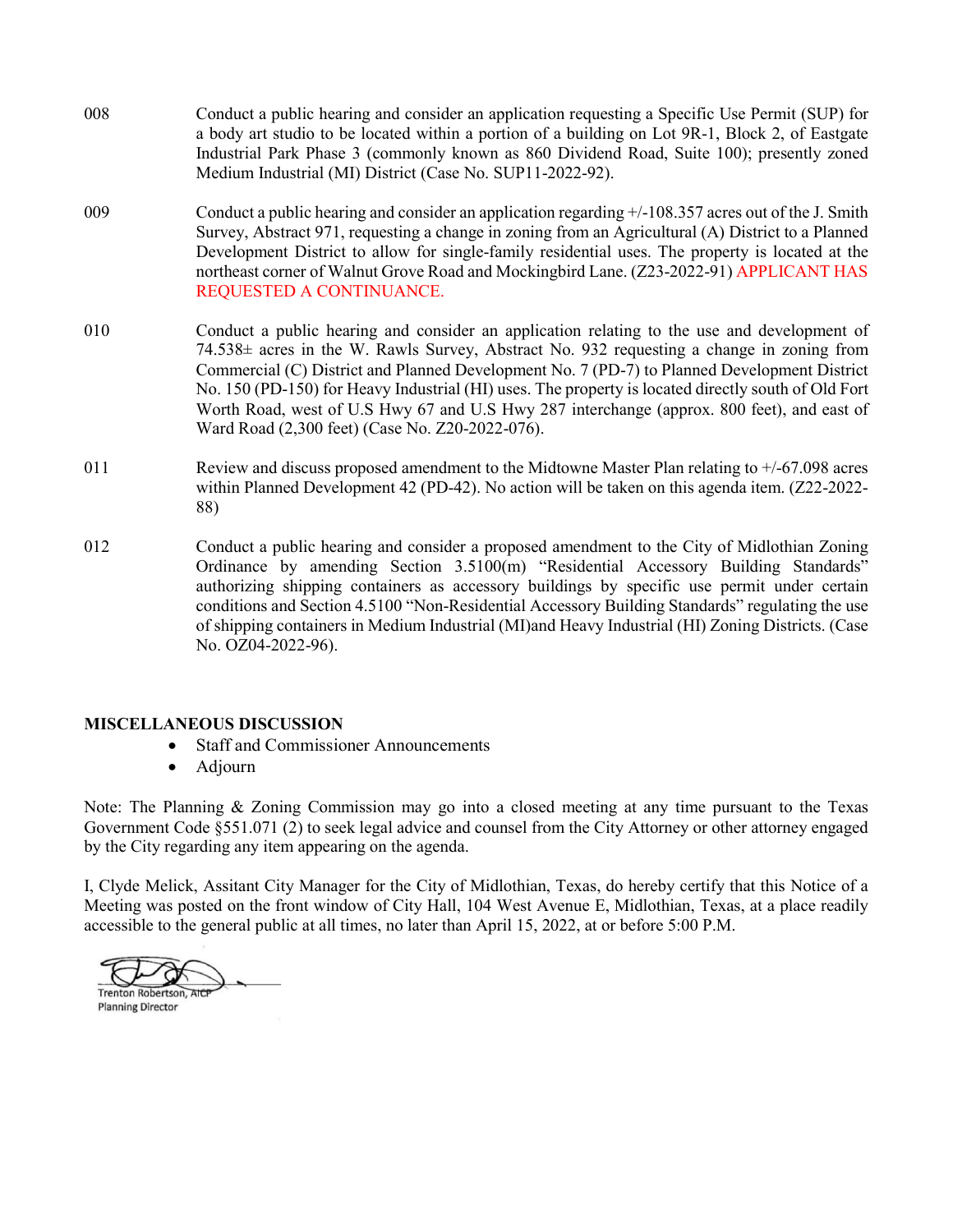008 Conduct a public hearing and consider an application requesting a Specific Use Permit (SUP) for a body art studio to be located within a portion of a building on Lot 9R-1, Block 2, of Eastgate Industrial Park Phase 3 (commonly known as 860 Dividend Road, Suite 100); presently zoned Medium Industrial (MI) District (Case No. SUP11-2022-92).

009 Conduct a public hearing and consider an application regarding +/-108.357 acres out of the J. Smith Survey, Abstract 971, requesting a change in zoning from an Agricultural (A) District to a Planned Development District to allow for single-family residential uses. The property is located at the northeast corner of Walnut Grove Road and Mockingbird Lane. (Z23-2022-91) APPLICANT HAS REQUESTED A CONTINUANCE.

010 Conduct a public hearing and consider an application relating to the use and development of 74.538± acres in the W. Rawls Survey, Abstract No. 932 requesting a change in zoning from Commercial (C) District and Planned Development No. 7 (PD-7) to Planned Development District No. 150 (PD-150) for Heavy Industrial (HI) uses. The property is located directly south of Old Fort Worth Road, west of U.S Hwy 67 and U.S Hwy 287 interchange (approx. 800 feet), and east of Ward Road (2,300 feet) (Case No. Z20-2022-076).

011 Review and discuss proposed amendment to the Midtowne Master Plan relating to +/-67.098 acres within Planned Development 42 (PD-42). No action will be taken on this agenda item. (Z22-2022-88)

012 Conduct a public hearing and consider a proposed amendment to the City of Midlothian Zoning Ordinance by amending Section 3.5100(m) "Residential Accessory Building Standards" authorizing shipping containers as accessory buildings by specific use permit under certain conditions and Section 4.5100 "Non-Residential Accessory Building Standards" regulating the use of shipping containers in Medium Industrial (MI)and Heavy Industrial (HI) Zoning Districts. (Case No. OZ04-2022-96).

**MISCELLANEOUS DISCUSSION**

- Staff and Commissioner Announcements
- Adjourn

Note: The Planning & Zoning Commission may go into a closed meeting at any time pursuant to the Texas Government Code §551.071 (2) to seek legal advice and counsel from the City Attorney or other attorney engaged by the City regarding any item appearing on the agenda.

I, Clyde Melick, Assitant City Manager for the City of Midlothian, Texas, do hereby certify that this Notice of a Meeting was posted on the front window of City Hall, 104 West Avenue E, Midlothian, Texas, at a place readily accessible to the general public at all times, no later than April 15, 2022, at or before 5:00 P.M.

Trenton Robertson, AICP
Planning Director